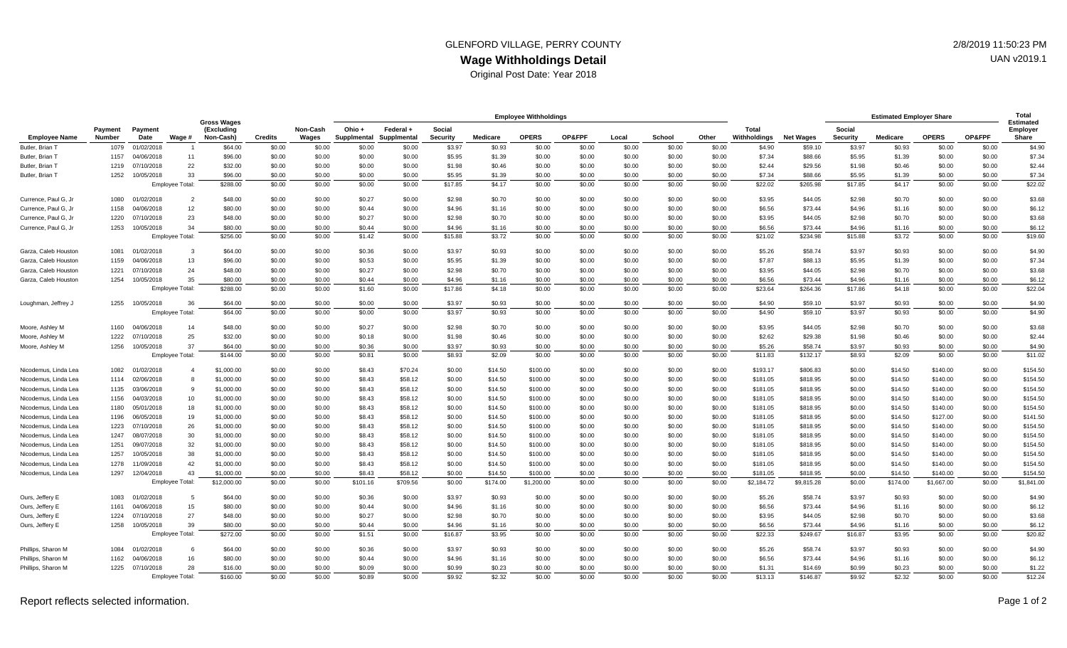GLENFORD VILLAGE, PERRY COUNTY

2/8/2019 11:50:23 PM

UAN v2019.1

## Wage Withholdings Detail

Original Post Date: Year 2018

| | | | | | | | Employee Withholdings | | | | | | | | | | | | Estimated Employer Share | | | | Total |
|---|---|---|---|---|---|---|---|---|---|---|---|---|---|---|---|---|---|---|---|---|---|---|---|
| Employee Name | Payment Number | Payment Date | Wage # | Gross Wages (Excluding Non-Cash) | Credits | Non-Cash Wages | Ohio + Supplmental | Federal + Supplmental | Social Security | Medicare | OPERS | OP&FPF | Local | School | Other | Total Withholdings | Net Wages | Social Security | Medicare | OPERS | OP&FPF | Estimated Employer Share |
| Butler, Brian T | 1079 | 01/02/2018 | 1 | $64.00 | $0.00 | $0.00 | $0.00 | $0.00 | $3.97 | $0.93 | $0.00 | $0.00 | $0.00 | $0.00 | $0.00 | $4.90 | $59.10 | $3.97 | $0.93 | $0.00 | $0.00 | $4.90 |
| Butler, Brian T | 1157 | 04/06/2018 | 11 | $96.00 | $0.00 | $0.00 | $0.00 | $0.00 | $5.95 | $1.39 | $0.00 | $0.00 | $0.00 | $0.00 | $0.00 | $7.34 | $88.66 | $5.95 | $1.39 | $0.00 | $0.00 | $7.34 |
| Butler, Brian T | 1219 | 07/10/2018 | 22 | $32.00 | $0.00 | $0.00 | $0.00 | $0.00 | $1.98 | $0.46 | $0.00 | $0.00 | $0.00 | $0.00 | $0.00 | $2.44 | $29.56 | $1.98 | $0.46 | $0.00 | $0.00 | $2.44 |
| Butler, Brian T | 1252 | 10/05/2018 | 33 | $96.00 | $0.00 | $0.00 | $0.00 | $0.00 | $5.95 | $1.39 | $0.00 | $0.00 | $0.00 | $0.00 | $0.00 | $7.34 | $88.66 | $5.95 | $1.39 | $0.00 | $0.00 | $7.34 |
| | | | Employee Total: | $288.00 | $0.00 | $0.00 | $0.00 | $0.00 | $17.85 | $4.17 | $0.00 | $0.00 | $0.00 | $0.00 | $0.00 | $22.02 | $265.98 | $17.85 | $4.17 | $0.00 | $0.00 | $22.02 |
| Currence, Paul G, Jr | 1080 | 01/02/2018 | 2 | $48.00 | $0.00 | $0.00 | $0.27 | $0.00 | $2.98 | $0.70 | $0.00 | $0.00 | $0.00 | $0.00 | $0.00 | $3.95 | $44.05 | $2.98 | $0.70 | $0.00 | $0.00 | $3.68 |
| Currence, Paul G, Jr | 1158 | 04/06/2018 | 12 | $80.00 | $0.00 | $0.00 | $0.44 | $0.00 | $4.96 | $1.16 | $0.00 | $0.00 | $0.00 | $0.00 | $0.00 | $6.56 | $73.44 | $4.96 | $1.16 | $0.00 | $0.00 | $6.12 |
| Currence, Paul G, Jr | 1220 | 07/10/2018 | 23 | $48.00 | $0.00 | $0.00 | $0.27 | $0.00 | $2.98 | $0.70 | $0.00 | $0.00 | $0.00 | $0.00 | $0.00 | $3.95 | $44.05 | $2.98 | $0.70 | $0.00 | $0.00 | $3.68 |
| Currence, Paul G, Jr | 1253 | 10/05/2018 | 34 | $80.00 | $0.00 | $0.00 | $0.44 | $0.00 | $4.96 | $1.16 | $0.00 | $0.00 | $0.00 | $0.00 | $0.00 | $6.56 | $73.44 | $4.96 | $1.16 | $0.00 | $0.00 | $6.12 |
| | | | Employee Total: | $256.00 | $0.00 | $0.00 | $1.42 | $0.00 | $15.88 | $3.72 | $0.00 | $0.00 | $0.00 | $0.00 | $0.00 | $21.02 | $234.98 | $15.88 | $3.72 | $0.00 | $0.00 | $19.60 |
| Garza, Caleb Houston | 1081 | 01/02/2018 | 3 | $64.00 | $0.00 | $0.00 | $0.36 | $0.00 | $3.97 | $0.93 | $0.00 | $0.00 | $0.00 | $0.00 | $0.00 | $5.26 | $58.74 | $3.97 | $0.93 | $0.00 | $0.00 | $4.90 |
| Garza, Caleb Houston | 1159 | 04/06/2018 | 13 | $96.00 | $0.00 | $0.00 | $0.53 | $0.00 | $5.95 | $1.39 | $0.00 | $0.00 | $0.00 | $0.00 | $0.00 | $7.87 | $88.13 | $5.95 | $1.39 | $0.00 | $0.00 | $7.34 |
| Garza, Caleb Houston | 1221 | 07/10/2018 | 24 | $48.00 | $0.00 | $0.00 | $0.27 | $0.00 | $2.98 | $0.70 | $0.00 | $0.00 | $0.00 | $0.00 | $0.00 | $3.95 | $44.05 | $2.98 | $0.70 | $0.00 | $0.00 | $3.68 |
| Garza, Caleb Houston | 1254 | 10/05/2018 | 35 | $80.00 | $0.00 | $0.00 | $0.44 | $0.00 | $4.96 | $1.16 | $0.00 | $0.00 | $0.00 | $0.00 | $0.00 | $6.56 | $73.44 | $4.96 | $1.16 | $0.00 | $0.00 | $6.12 |
| | | | Employee Total: | $288.00 | $0.00 | $0.00 | $1.60 | $0.00 | $17.86 | $4.18 | $0.00 | $0.00 | $0.00 | $0.00 | $0.00 | $23.64 | $264.36 | $17.86 | $4.18 | $0.00 | $0.00 | $22.04 |
| Loughman, Jeffrey J | 1255 | 10/05/2018 | 36 | $64.00 | $0.00 | $0.00 | $0.00 | $0.00 | $3.97 | $0.93 | $0.00 | $0.00 | $0.00 | $0.00 | $0.00 | $4.90 | $59.10 | $3.97 | $0.93 | $0.00 | $0.00 | $4.90 |
| | | | Employee Total: | $64.00 | $0.00 | $0.00 | $0.00 | $0.00 | $3.97 | $0.93 | $0.00 | $0.00 | $0.00 | $0.00 | $0.00 | $4.90 | $59.10 | $3.97 | $0.93 | $0.00 | $0.00 | $4.90 |
| Moore, Ashley M | 1160 | 04/06/2018 | 14 | $48.00 | $0.00 | $0.00 | $0.27 | $0.00 | $2.98 | $0.70 | $0.00 | $0.00 | $0.00 | $0.00 | $0.00 | $3.95 | $44.05 | $2.98 | $0.70 | $0.00 | $0.00 | $3.68 |
| Moore, Ashley M | 1222 | 07/10/2018 | 25 | $32.00 | $0.00 | $0.00 | $0.18 | $0.00 | $1.98 | $0.46 | $0.00 | $0.00 | $0.00 | $0.00 | $0.00 | $2.62 | $29.38 | $1.98 | $0.46 | $0.00 | $0.00 | $2.44 |
| Moore, Ashley M | 1256 | 10/05/2018 | 37 | $64.00 | $0.00 | $0.00 | $0.36 | $0.00 | $3.97 | $0.93 | $0.00 | $0.00 | $0.00 | $0.00 | $0.00 | $5.26 | $58.74 | $3.97 | $0.93 | $0.00 | $0.00 | $4.90 |
| | | | Employee Total: | $144.00 | $0.00 | $0.00 | $0.81 | $0.00 | $8.93 | $2.09 | $0.00 | $0.00 | $0.00 | $0.00 | $0.00 | $11.83 | $132.17 | $8.93 | $2.09 | $0.00 | $0.00 | $11.02 |
| Nicodemus, Linda Lea | 1082 | 01/02/2018 | 4 | $1,000.00 | $0.00 | $0.00 | $8.43 | $70.24 | $0.00 | $14.50 | $100.00 | $0.00 | $0.00 | $0.00 | $0.00 | $193.17 | $806.83 | $0.00 | $14.50 | $140.00 | $0.00 | $154.50 |
| Nicodemus, Linda Lea | 1114 | 02/06/2018 | 8 | $1,000.00 | $0.00 | $0.00 | $8.43 | $58.12 | $0.00 | $14.50 | $100.00 | $0.00 | $0.00 | $0.00 | $0.00 | $181.05 | $818.95 | $0.00 | $14.50 | $140.00 | $0.00 | $154.50 |
| Nicodemus, Linda Lea | 1135 | 03/06/2018 | 9 | $1,000.00 | $0.00 | $0.00 | $8.43 | $58.12 | $0.00 | $14.50 | $100.00 | $0.00 | $0.00 | $0.00 | $0.00 | $181.05 | $818.95 | $0.00 | $14.50 | $140.00 | $0.00 | $154.50 |
| Nicodemus, Linda Lea | 1156 | 04/03/2018 | 10 | $1,000.00 | $0.00 | $0.00 | $8.43 | $58.12 | $0.00 | $14.50 | $100.00 | $0.00 | $0.00 | $0.00 | $0.00 | $181.05 | $818.95 | $0.00 | $14.50 | $140.00 | $0.00 | $154.50 |
| Nicodemus, Linda Lea | 1180 | 05/01/2018 | 18 | $1,000.00 | $0.00 | $0.00 | $8.43 | $58.12 | $0.00 | $14.50 | $100.00 | $0.00 | $0.00 | $0.00 | $0.00 | $181.05 | $818.95 | $0.00 | $14.50 | $140.00 | $0.00 | $154.50 |
| Nicodemus, Linda Lea | 1196 | 06/05/2018 | 19 | $1,000.00 | $0.00 | $0.00 | $8.43 | $58.12 | $0.00 | $14.50 | $100.00 | $0.00 | $0.00 | $0.00 | $0.00 | $181.05 | $818.95 | $0.00 | $14.50 | $127.00 | $0.00 | $141.50 |
| Nicodemus, Linda Lea | 1223 | 07/10/2018 | 26 | $1,000.00 | $0.00 | $0.00 | $8.43 | $58.12 | $0.00 | $14.50 | $100.00 | $0.00 | $0.00 | $0.00 | $0.00 | $181.05 | $818.95 | $0.00 | $14.50 | $140.00 | $0.00 | $154.50 |
| Nicodemus, Linda Lea | 1247 | 08/07/2018 | 30 | $1,000.00 | $0.00 | $0.00 | $8.43 | $58.12 | $0.00 | $14.50 | $100.00 | $0.00 | $0.00 | $0.00 | $0.00 | $181.05 | $818.95 | $0.00 | $14.50 | $140.00 | $0.00 | $154.50 |
| Nicodemus, Linda Lea | 1251 | 09/07/2018 | 32 | $1,000.00 | $0.00 | $0.00 | $8.43 | $58.12 | $0.00 | $14.50 | $100.00 | $0.00 | $0.00 | $0.00 | $0.00 | $181.05 | $818.95 | $0.00 | $14.50 | $140.00 | $0.00 | $154.50 |
| Nicodemus, Linda Lea | 1257 | 10/05/2018 | 38 | $1,000.00 | $0.00 | $0.00 | $8.43 | $58.12 | $0.00 | $14.50 | $100.00 | $0.00 | $0.00 | $0.00 | $0.00 | $181.05 | $818.95 | $0.00 | $14.50 | $140.00 | $0.00 | $154.50 |
| Nicodemus, Linda Lea | 1278 | 11/09/2018 | 42 | $1,000.00 | $0.00 | $0.00 | $8.43 | $58.12 | $0.00 | $14.50 | $100.00 | $0.00 | $0.00 | $0.00 | $0.00 | $181.05 | $818.95 | $0.00 | $14.50 | $140.00 | $0.00 | $154.50 |
| Nicodemus, Linda Lea | 1297 | 12/04/2018 | 43 | $1,000.00 | $0.00 | $0.00 | $8.43 | $58.12 | $0.00 | $14.50 | $100.00 | $0.00 | $0.00 | $0.00 | $0.00 | $181.05 | $818.95 | $0.00 | $14.50 | $140.00 | $0.00 | $154.50 |
| | | | Employee Total: | $12,000.00 | $0.00 | $0.00 | $101.16 | $709.56 | $0.00 | $174.00 | $1,200.00 | $0.00 | $0.00 | $0.00 | $0.00 | $2,184.72 | $9,815.28 | $0.00 | $174.00 | $1,667.00 | $0.00 | $1,841.00 |
| Ours, Jeffery E | 1083 | 01/02/2018 | 5 | $64.00 | $0.00 | $0.00 | $0.36 | $0.00 | $3.97 | $0.93 | $0.00 | $0.00 | $0.00 | $0.00 | $0.00 | $5.26 | $58.74 | $3.97 | $0.93 | $0.00 | $0.00 | $4.90 |
| Ours, Jeffery E | 1161 | 04/06/2018 | 15 | $80.00 | $0.00 | $0.00 | $0.44 | $0.00 | $4.96 | $1.16 | $0.00 | $0.00 | $0.00 | $0.00 | $0.00 | $6.56 | $73.44 | $4.96 | $1.16 | $0.00 | $0.00 | $6.12 |
| Ours, Jeffery E | 1224 | 07/10/2018 | 27 | $48.00 | $0.00 | $0.00 | $0.27 | $0.00 | $2.98 | $0.70 | $0.00 | $0.00 | $0.00 | $0.00 | $0.00 | $3.95 | $44.05 | $2.98 | $0.70 | $0.00 | $0.00 | $3.68 |
| Ours, Jeffery E | 1258 | 10/05/2018 | 39 | $80.00 | $0.00 | $0.00 | $0.44 | $0.00 | $4.96 | $1.16 | $0.00 | $0.00 | $0.00 | $0.00 | $0.00 | $6.56 | $73.44 | $4.96 | $1.16 | $0.00 | $0.00 | $6.12 |
| | | | Employee Total: | $272.00 | $0.00 | $0.00 | $1.51 | $0.00 | $16.87 | $3.95 | $0.00 | $0.00 | $0.00 | $0.00 | $0.00 | $22.33 | $249.67 | $16.87 | $3.95 | $0.00 | $0.00 | $20.82 |
| Phillips, Sharon M | 1084 | 01/02/2018 | 6 | $64.00 | $0.00 | $0.00 | $0.36 | $0.00 | $3.97 | $0.93 | $0.00 | $0.00 | $0.00 | $0.00 | $0.00 | $5.26 | $58.74 | $3.97 | $0.93 | $0.00 | $0.00 | $4.90 |
| Phillips, Sharon M | 1162 | 04/06/2018 | 16 | $80.00 | $0.00 | $0.00 | $0.44 | $0.00 | $4.96 | $1.16 | $0.00 | $0.00 | $0.00 | $0.00 | $0.00 | $6.56 | $73.44 | $4.96 | $1.16 | $0.00 | $0.00 | $6.12 |
| Phillips, Sharon M | 1225 | 07/10/2018 | 28 | $16.00 | $0.00 | $0.00 | $0.09 | $0.00 | $0.99 | $0.23 | $0.00 | $0.00 | $0.00 | $0.00 | $0.00 | $1.31 | $14.69 | $0.99 | $0.23 | $0.00 | $0.00 | $1.22 |
| | | | Employee Total: | $160.00 | $0.00 | $0.00 | $0.89 | $0.00 | $9.92 | $2.32 | $0.00 | $0.00 | $0.00 | $0.00 | $0.00 | $13.13 | $146.87 | $9.92 | $2.32 | $0.00 | $0.00 | $12.24 |

Report reflects selected information.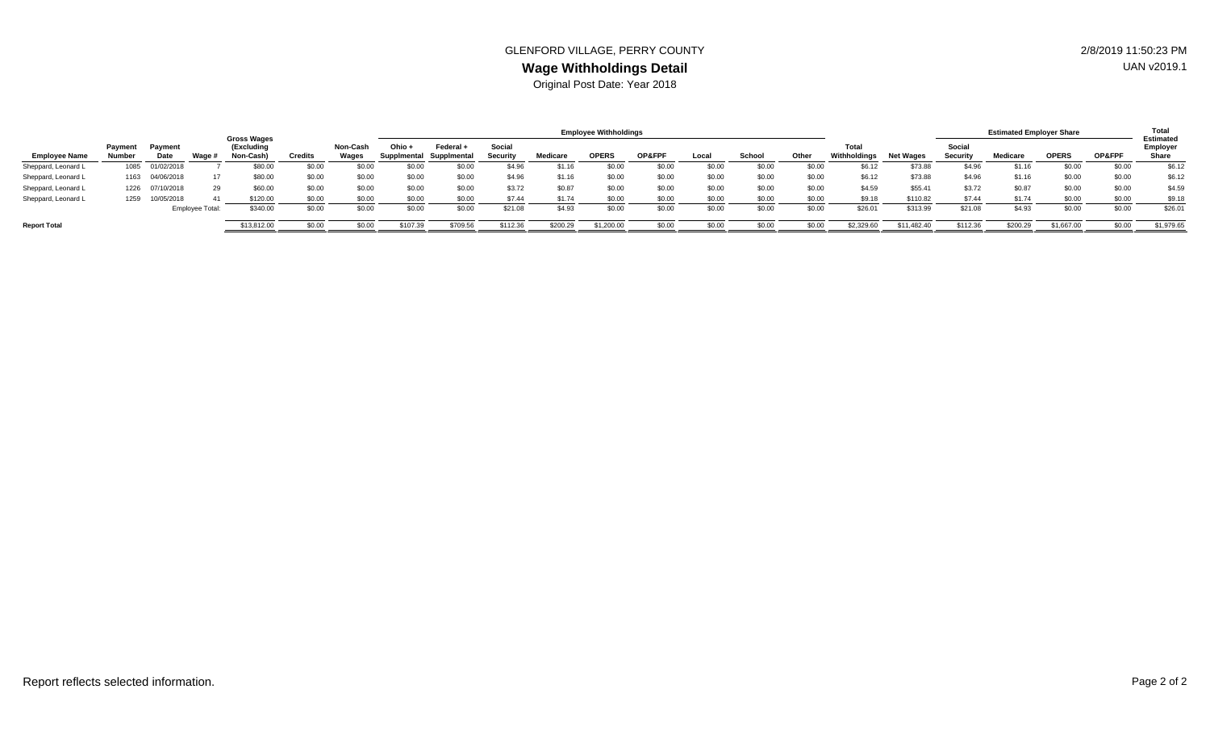GLENFORD VILLAGE, PERRY COUNTY

2/8/2019 11:50:23 PM

**Wage Withholdings Detail**

UAN v2019.1

Original Post Date: Year 2018

| Employee Name | Payment Number | Payment Date | Wage # | Gross Wages (Excluding Non-Cash) | Credits | Non-Cash Wages | Employee Withholdings | | | | | | | | | | Total Withholdings | Net Wages | Estimated Employer Share | | | | Total Estimated Employer Share |
|---|---|---|---|---|---|---|---|---|---|---|---|---|---|---|---|---|---|---|---|---|---|---|---|
| | | | | | | | Ohio + Supplmental | Federal + Supplmental | Social Security | Medicare | OPERS | OP&FPF | Local | School | Other | | | | Social Security | Medicare | OPERS | OP&FPF | |
| Sheppard, Leonard L | 1085 | 01/02/2018 | 7 | $80.00 | $0.00 | $0.00 | $0.00 | $0.00 | $4.96 | $1.16 | $0.00 | $0.00 | $0.00 | $0.00 | $0.00 | $6.12 | $73.88 | $4.96 | $1.16 | $0.00 | $0.00 | $6.12 |
| Sheppard, Leonard L | 1163 | 04/06/2018 | 17 | $80.00 | $0.00 | $0.00 | $0.00 | $0.00 | $4.96 | $1.16 | $0.00 | $0.00 | $0.00 | $0.00 | $0.00 | $6.12 | $73.88 | $4.96 | $1.16 | $0.00 | $0.00 | $6.12 |
| Sheppard, Leonard L | 1226 | 07/10/2018 | 29 | $60.00 | $0.00 | $0.00 | $0.00 | $0.00 | $3.72 | $0.87 | $0.00 | $0.00 | $0.00 | $0.00 | $0.00 | $4.59 | $55.41 | $3.72 | $0.87 | $0.00 | $0.00 | $4.59 |
| Sheppard, Leonard L | 1259 | 10/05/2018 | 41 | $120.00 | $0.00 | $0.00 | $0.00 | $0.00 | $7.44 | $1.74 | $0.00 | $0.00 | $0.00 | $0.00 | $0.00 | $9.18 | $110.82 | $7.44 | $1.74 | $0.00 | $0.00 | $9.18 |
| | | Employee Total: | | $340.00 | $0.00 | $0.00 | $0.00 | $0.00 | $21.08 | $4.93 | $0.00 | $0.00 | $0.00 | $0.00 | $0.00 | $26.01 | $313.99 | $21.08 | $4.93 | $0.00 | $0.00 | $26.01 |
| **Report Total** | | | | $13,812.00 | $0.00 | $0.00 | $107.39 | $709.56 | $112.36 | $200.29 | $1,200.00 | $0.00 | $0.00 | $0.00 | $0.00 | $2,329.60 | $11,482.40 | $112.36 | $200.29 | $1,667.00 | $0.00 | $1,979.65 |

Report reflects selected information.